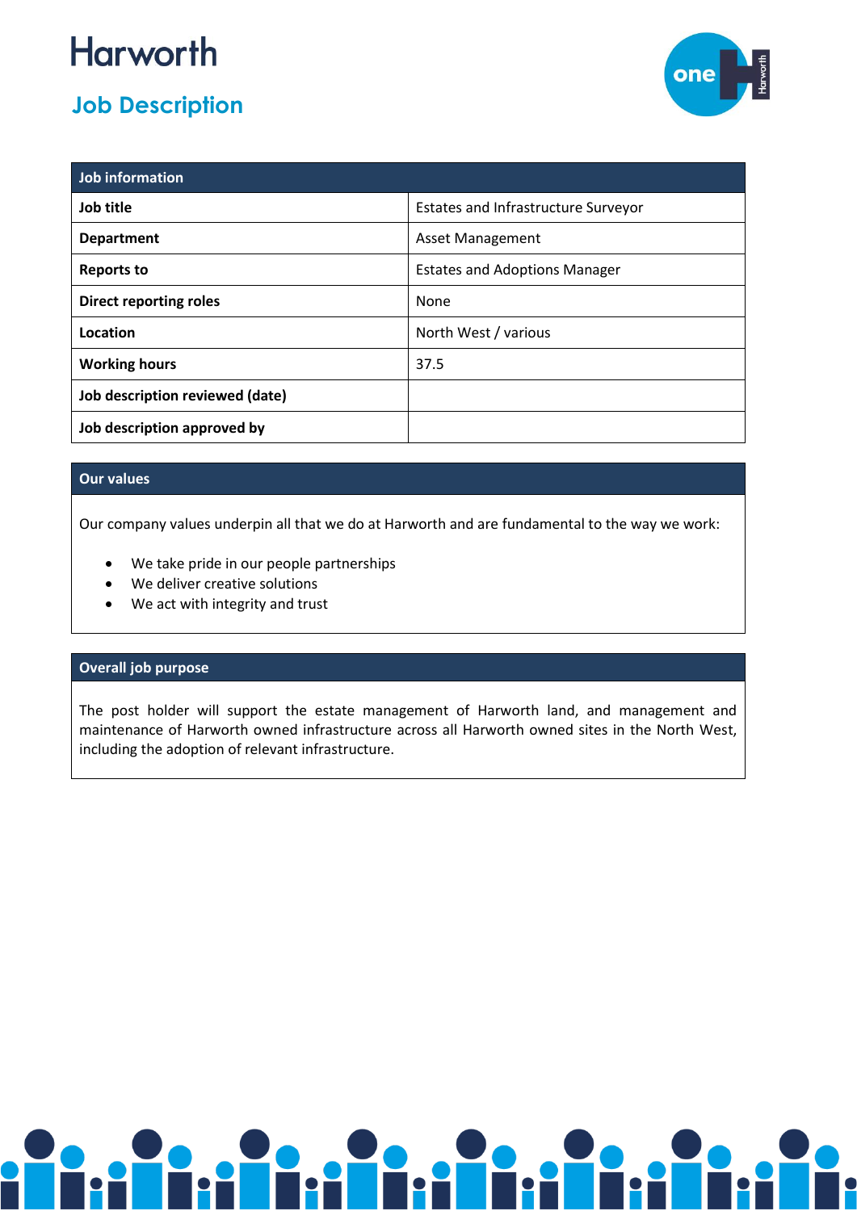# Harworth

## Job Description

| Job information | |
|---|---|
| **Job title** | Estates and Infrastructure Surveyor |
| **Department** | Asset Management |
| **Reports to** | Estates and Adoptions Manager |
| **Direct reporting roles** | None |
| **Location** | North West / various |
| **Working hours** | 37.5 |
| **Job description reviewed (date)** | |
| **Job description approved by** | |

### Our values

Our company values underpin all that we do at Harworth and are fundamental to the way we work:

- We take pride in our people partnerships
- We deliver creative solutions
- We act with integrity and trust

### Overall job purpose

The post holder will support the estate management of Harworth land, and management and maintenance of Harworth owned infrastructure across all Harworth owned sites in the North West, including the adoption of relevant infrastructure.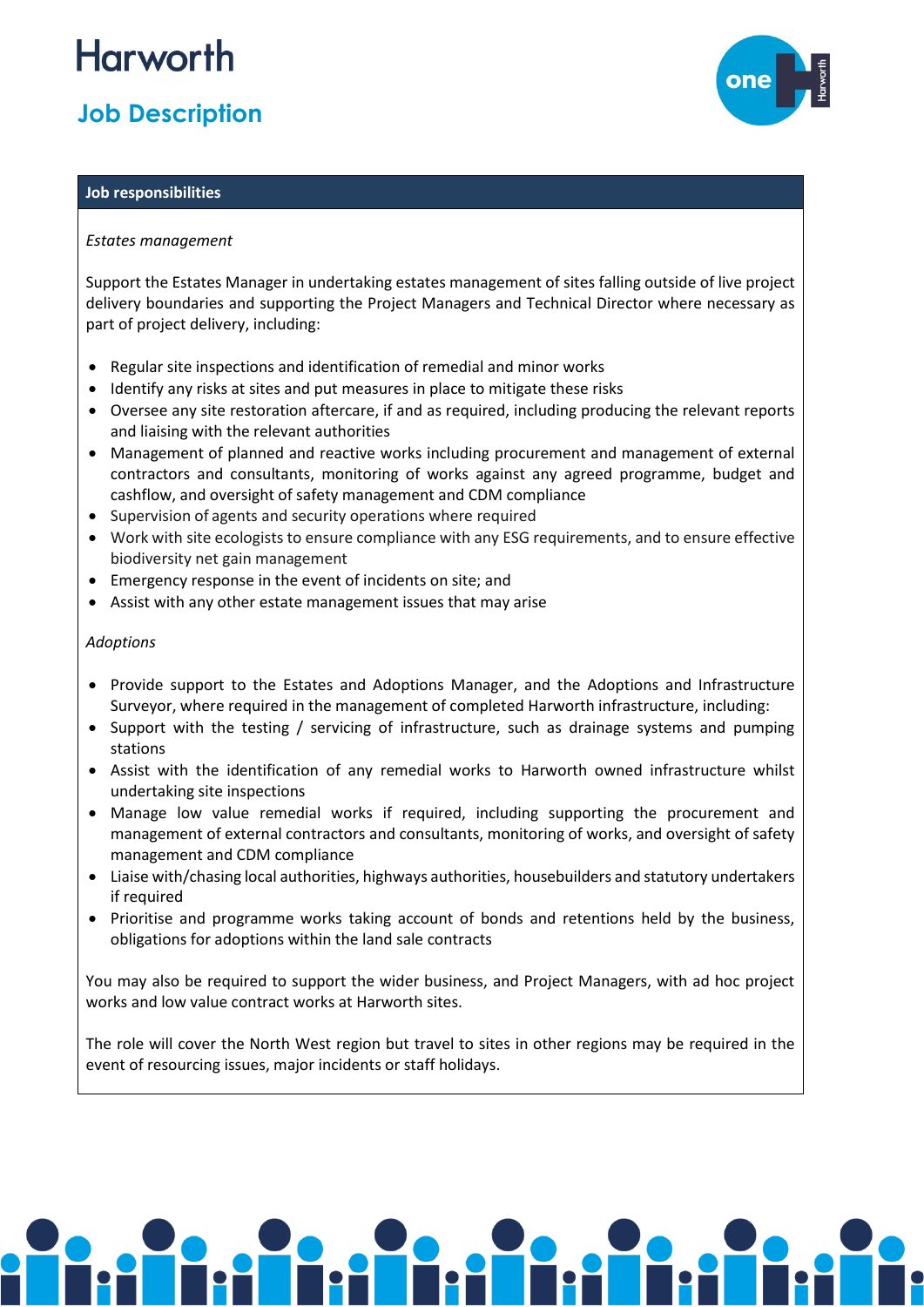# Harworth

## Job Description

### Job responsibilities

*Estates management*

Support the Estates Manager in undertaking estates management of sites falling outside of live project delivery boundaries and supporting the Project Managers and Technical Director where necessary as part of project delivery, including:

- Regular site inspections and identification of remedial and minor works
- Identify any risks at sites and put measures in place to mitigate these risks
- Oversee any site restoration aftercare, if and as required, including producing the relevant reports and liaising with the relevant authorities
- Management of planned and reactive works including procurement and management of external contractors and consultants, monitoring of works against any agreed programme, budget and cashflow, and oversight of safety management and CDM compliance
- Supervision of agents and security operations where required
- Work with site ecologists to ensure compliance with any ESG requirements, and to ensure effective biodiversity net gain management
- Emergency response in the event of incidents on site; and
- Assist with any other estate management issues that may arise

*Adoptions*

- Provide support to the Estates and Adoptions Manager, and the Adoptions and Infrastructure Surveyor, where required in the management of completed Harworth infrastructure, including:
- Support with the testing / servicing of infrastructure, such as drainage systems and pumping stations
- Assist with the identification of any remedial works to Harworth owned infrastructure whilst undertaking site inspections
- Manage low value remedial works if required, including supporting the procurement and management of external contractors and consultants, monitoring of works, and oversight of safety management and CDM compliance
- Liaise with/chasing local authorities, highways authorities, housebuilders and statutory undertakers if required
- Prioritise and programme works taking account of bonds and retentions held by the business, obligations for adoptions within the land sale contracts

You may also be required to support the wider business, and Project Managers, with ad hoc project works and low value contract works at Harworth sites.

The role will cover the North West region but travel to sites in other regions may be required in the event of resourcing issues, major incidents or staff holidays.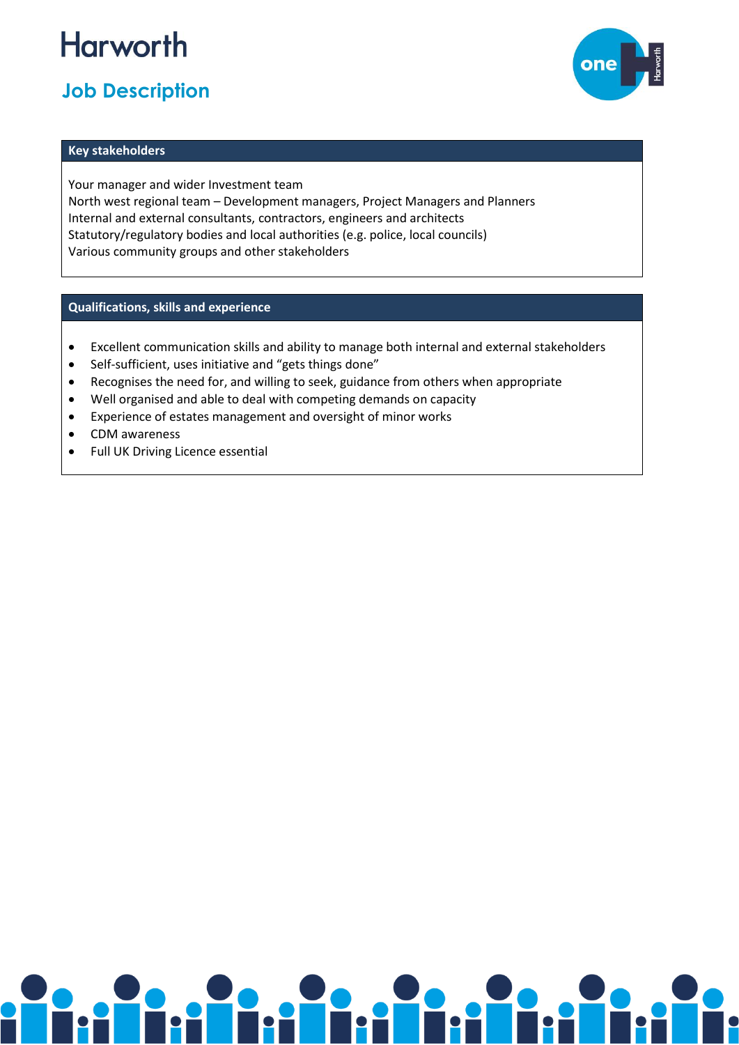# Harworth

## Job Description

### Key stakeholders

Your manager and wider Investment team
North west regional team – Development managers, Project Managers and Planners
Internal and external consultants, contractors, engineers and architects
Statutory/regulatory bodies and local authorities (e.g. police, local councils)
Various community groups and other stakeholders

### Qualifications, skills and experience

- Excellent communication skills and ability to manage both internal and external stakeholders
- Self-sufficient, uses initiative and "gets things done"
- Recognises the need for, and willing to seek, guidance from others when appropriate
- Well organised and able to deal with competing demands on capacity
- Experience of estates management and oversight of minor works
- CDM awareness
- Full UK Driving Licence essential